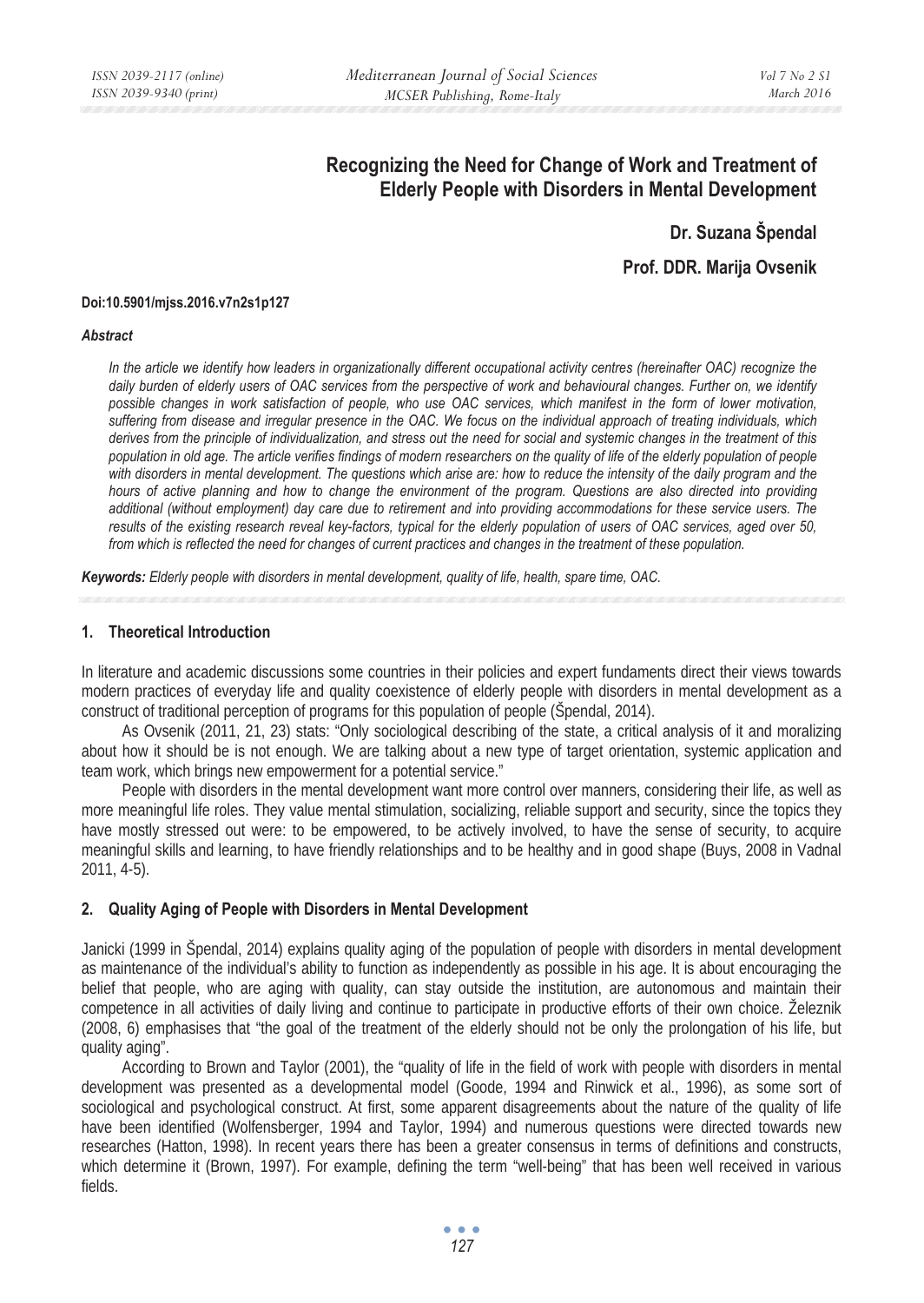# Recognizing the Need for Change of Work and Treatment of Elderly People with Disorders in Mental Development

**Dr. Suzana Špendal**

**Prof. DDR. Marija Ovsenik**

**Doi:10.5901/mjss.2016.v7n2s1p127**

### *Abstract*

*In the article we identify how leaders in organizationally different occupational activity centres (hereinafter OAC) recognize the daily burden of elderly users of OAC services from the perspective of work and behavioural changes. Further on, we identify possible changes in work satisfaction of people, who use OAC services, which manifest in the form of lower motivation, suffering from disease and irregular presence in the OAC. We focus on the individual approach of treating individuals, which derives from the principle of individualization, and stress out the need for social and systemic changes in the treatment of this population in old age. The article verifies findings of modern researchers on the quality of life of the elderly population of people with disorders in mental development. The questions which arise are: how to reduce the intensity of the daily program and the hours of active planning and how to change the environment of the program. Questions are also directed into providing additional (without employment) day care due to retirement and into providing accommodations for these service users. The results of the existing research reveal key-factors, typical for the elderly population of users of OAC services, aged over 50, from which is reflected the need for changes of current practices and changes in the treatment of these population.*

***Keywords:*** *Elderly people with disorders in mental development, quality of life, health, spare time, OAC.*

## 1. Theoretical Introduction

In literature and academic discussions some countries in their policies and expert fundaments direct their views towards modern practices of everyday life and quality coexistence of elderly people with disorders in mental development as a construct of traditional perception of programs for this population of people (Špendal, 2014).

As Ovsenik (2011, 21, 23) stats: "Only sociological describing of the state, a critical analysis of it and moralizing about how it should be is not enough. We are talking about a new type of target orientation, systemic application and team work, which brings new empowerment for a potential service."

People with disorders in the mental development want more control over manners, considering their life, as well as more meaningful life roles. They value mental stimulation, socializing, reliable support and security, since the topics they have mostly stressed out were: to be empowered, to be actively involved, to have the sense of security, to acquire meaningful skills and learning, to have friendly relationships and to be healthy and in good shape (Buys, 2008 in Vadnal 2011, 4-5).

## 2. Quality Aging of People with Disorders in Mental Development

Janicki (1999 in Špendal, 2014) explains quality aging of the population of people with disorders in mental development as maintenance of the individual's ability to function as independently as possible in his age. It is about encouraging the belief that people, who are aging with quality, can stay outside the institution, are autonomous and maintain their competence in all activities of daily living and continue to participate in productive efforts of their own choice. Železnik (2008, 6) emphasises that "the goal of the treatment of the elderly should not be only the prolongation of his life, but quality aging".

According to Brown and Taylor (2001), the "quality of life in the field of work with people with disorders in mental development was presented as a developmental model (Goode, 1994 and Rinwick et al., 1996), as some sort of sociological and psychological construct. At first, some apparent disagreements about the nature of the quality of life have been identified (Wolfensberger, 1994 and Taylor, 1994) and numerous questions were directed towards new researches (Hatton, 1998). In recent years there has been a greater consensus in terms of definitions and constructs, which determine it (Brown, 1997). For example, defining the term "well-being" that has been well received in various fields.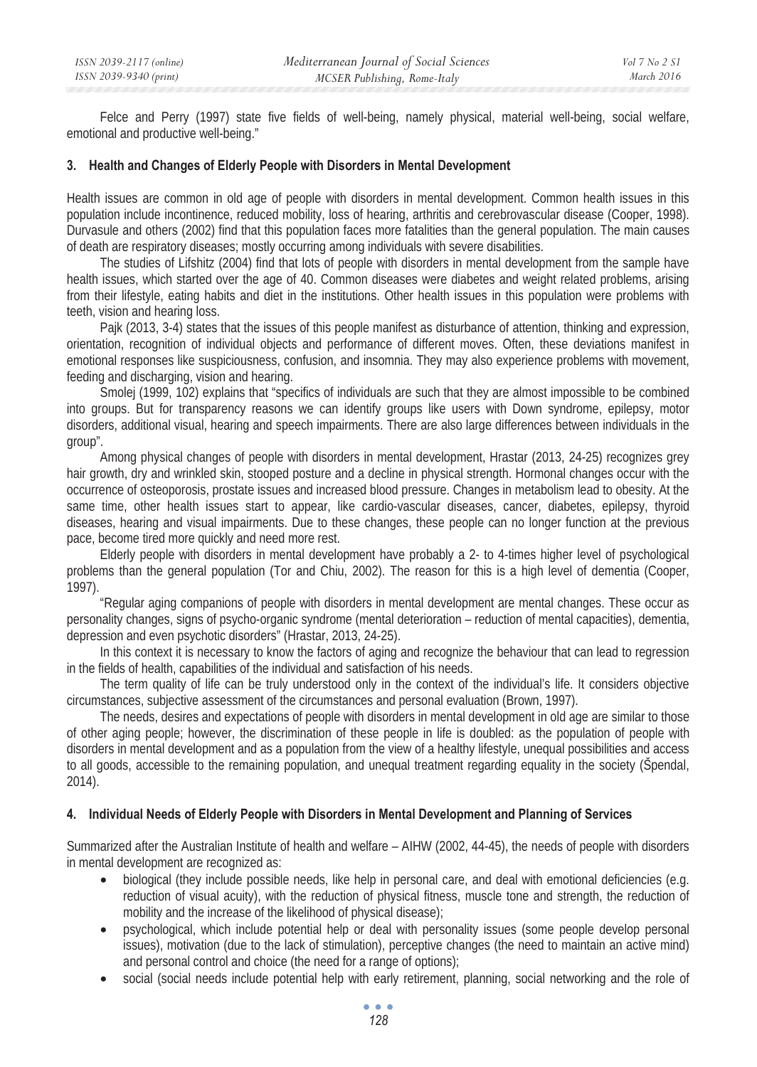Felce and Perry (1997) state five fields of well-being, namely physical, material well-being, social welfare, emotional and productive well-being."

## 3. Health and Changes of Elderly People with Disorders in Mental Development

Health issues are common in old age of people with disorders in mental development. Common health issues in this population include incontinence, reduced mobility, loss of hearing, arthritis and cerebrovascular disease (Cooper, 1998). Durvasule and others (2002) find that this population faces more fatalities than the general population. The main causes of death are respiratory diseases; mostly occurring among individuals with severe disabilities.

The studies of Lifshitz (2004) find that lots of people with disorders in mental development from the sample have health issues, which started over the age of 40. Common diseases were diabetes and weight related problems, arising from their lifestyle, eating habits and diet in the institutions. Other health issues in this population were problems with teeth, vision and hearing loss.

Pajk (2013, 3-4) states that the issues of this people manifest as disturbance of attention, thinking and expression, orientation, recognition of individual objects and performance of different moves. Often, these deviations manifest in emotional responses like suspiciousness, confusion, and insomnia. They may also experience problems with movement, feeding and discharging, vision and hearing.

Smolej (1999, 102) explains that "specifics of individuals are such that they are almost impossible to be combined into groups. But for transparency reasons we can identify groups like users with Down syndrome, epilepsy, motor disorders, additional visual, hearing and speech impairments. There are also large differences between individuals in the group".

Among physical changes of people with disorders in mental development, Hrastar (2013, 24-25) recognizes grey hair growth, dry and wrinkled skin, stooped posture and a decline in physical strength. Hormonal changes occur with the occurrence of osteoporosis, prostate issues and increased blood pressure. Changes in metabolism lead to obesity. At the same time, other health issues start to appear, like cardio-vascular diseases, cancer, diabetes, epilepsy, thyroid diseases, hearing and visual impairments. Due to these changes, these people can no longer function at the previous pace, become tired more quickly and need more rest.

Elderly people with disorders in mental development have probably a 2- to 4-times higher level of psychological problems than the general population (Tor and Chiu, 2002). The reason for this is a high level of dementia (Cooper, 1997).

"Regular aging companions of people with disorders in mental development are mental changes. These occur as personality changes, signs of psycho-organic syndrome (mental deterioration – reduction of mental capacities), dementia, depression and even psychotic disorders" (Hrastar, 2013, 24-25).

In this context it is necessary to know the factors of aging and recognize the behaviour that can lead to regression in the fields of health, capabilities of the individual and satisfaction of his needs.

The term quality of life can be truly understood only in the context of the individual's life. It considers objective circumstances, subjective assessment of the circumstances and personal evaluation (Brown, 1997).

The needs, desires and expectations of people with disorders in mental development in old age are similar to those of other aging people; however, the discrimination of these people in life is doubled: as the population of people with disorders in mental development and as a population from the view of a healthy lifestyle, unequal possibilities and access to all goods, accessible to the remaining population, and unequal treatment regarding equality in the society (Špendal, 2014).

## 4. Individual Needs of Elderly People with Disorders in Mental Development and Planning of Services

Summarized after the Australian Institute of health and welfare – AIHW (2002, 44-45), the needs of people with disorders in mental development are recognized as:

- biological (they include possible needs, like help in personal care, and deal with emotional deficiencies (e.g. reduction of visual acuity), with the reduction of physical fitness, muscle tone and strength, the reduction of mobility and the increase of the likelihood of physical disease);
- psychological, which include potential help or deal with personality issues (some people develop personal issues), motivation (due to the lack of stimulation), perceptive changes (the need to maintain an active mind) and personal control and choice (the need for a range of options);
- social (social needs include potential help with early retirement, planning, social networking and the role of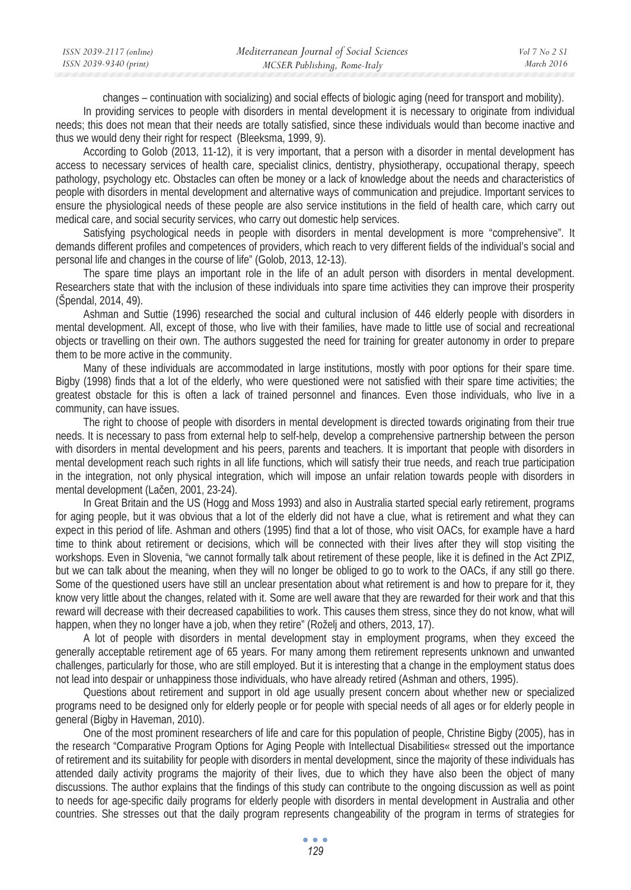changes – continuation with socializing) and social effects of biologic aging (need for transport and mobility).

In providing services to people with disorders in mental development it is necessary to originate from individual needs; this does not mean that their needs are totally satisfied, since these individuals would than become inactive and thus we would deny their right for respect (Bleeksma, 1999, 9).

According to Golob (2013, 11-12), it is very important, that a person with a disorder in mental development has access to necessary services of health care, specialist clinics, dentistry, physiotherapy, occupational therapy, speech pathology, psychology etc. Obstacles can often be money or a lack of knowledge about the needs and characteristics of people with disorders in mental development and alternative ways of communication and prejudice. Important services to ensure the physiological needs of these people are also service institutions in the field of health care, which carry out medical care, and social security services, who carry out domestic help services.

Satisfying psychological needs in people with disorders in mental development is more "comprehensive". It demands different profiles and competences of providers, which reach to very different fields of the individual's social and personal life and changes in the course of life" (Golob, 2013, 12-13).

The spare time plays an important role in the life of an adult person with disorders in mental development. Researchers state that with the inclusion of these individuals into spare time activities they can improve their prosperity (Špendal, 2014, 49).

Ashman and Suttie (1996) researched the social and cultural inclusion of 446 elderly people with disorders in mental development. All, except of those, who live with their families, have made to little use of social and recreational objects or travelling on their own. The authors suggested the need for training for greater autonomy in order to prepare them to be more active in the community.

Many of these individuals are accommodated in large institutions, mostly with poor options for their spare time. Bigby (1998) finds that a lot of the elderly, who were questioned were not satisfied with their spare time activities; the greatest obstacle for this is often a lack of trained personnel and finances. Even those individuals, who live in a community, can have issues.

The right to choose of people with disorders in mental development is directed towards originating from their true needs. It is necessary to pass from external help to self-help, develop a comprehensive partnership between the person with disorders in mental development and his peers, parents and teachers. It is important that people with disorders in mental development reach such rights in all life functions, which will satisfy their true needs, and reach true participation in the integration, not only physical integration, which will impose an unfair relation towards people with disorders in mental development (Lačen, 2001, 23-24).

In Great Britain and the US (Hogg and Moss 1993) and also in Australia started special early retirement, programs for aging people, but it was obvious that a lot of the elderly did not have a clue, what is retirement and what they can expect in this period of life. Ashman and others (1995) find that a lot of those, who visit OACs, for example have a hard time to think about retirement or decisions, which will be connected with their lives after they will stop visiting the workshops. Even in Slovenia, "we cannot formally talk about retirement of these people, like it is defined in the Act ZPIZ, but we can talk about the meaning, when they will no longer be obliged to go to work to the OACs, if any still go there. Some of the questioned users have still an unclear presentation about what retirement is and how to prepare for it, they know very little about the changes, related with it. Some are well aware that they are rewarded for their work and that this reward will decrease with their decreased capabilities to work. This causes them stress, since they do not know, what will happen, when they no longer have a job, when they retire" (Roželj and others, 2013, 17).

A lot of people with disorders in mental development stay in employment programs, when they exceed the generally acceptable retirement age of 65 years. For many among them retirement represents unknown and unwanted challenges, particularly for those, who are still employed. But it is interesting that a change in the employment status does not lead into despair or unhappiness those individuals, who have already retired (Ashman and others, 1995).

Questions about retirement and support in old age usually present concern about whether new or specialized programs need to be designed only for elderly people or for people with special needs of all ages or for elderly people in general (Bigby in Haveman, 2010).

One of the most prominent researchers of life and care for this population of people, Christine Bigby (2005), has in the research "Comparative Program Options for Aging People with Intellectual Disabilities« stressed out the importance of retirement and its suitability for people with disorders in mental development, since the majority of these individuals has attended daily activity programs the majority of their lives, due to which they have also been the object of many discussions. The author explains that the findings of this study can contribute to the ongoing discussion as well as point to needs for age-specific daily programs for elderly people with disorders in mental development in Australia and other countries. She stresses out that the daily program represents changeability of the program in terms of strategies for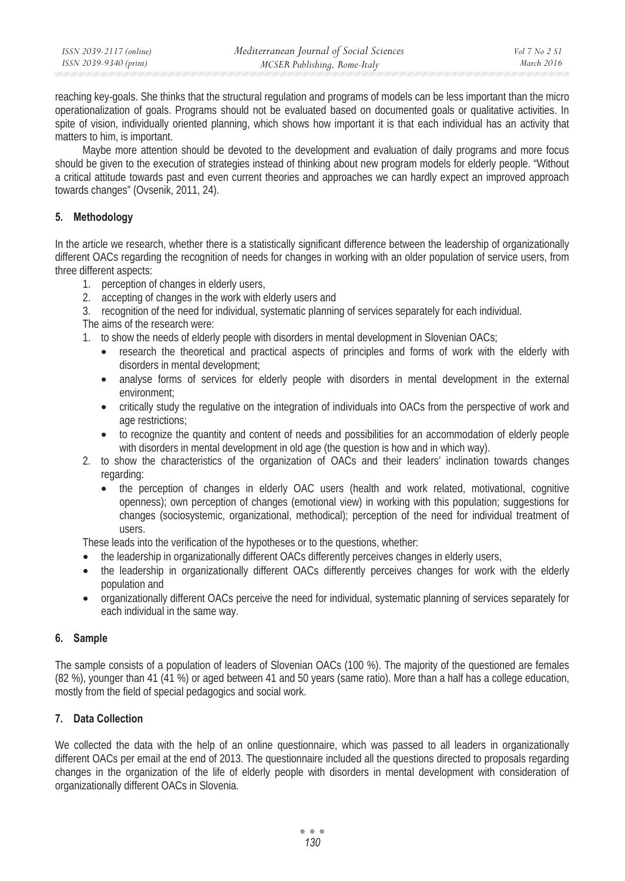reaching key-goals. She thinks that the structural regulation and programs of models can be less important than the micro operationalization of goals. Programs should not be evaluated based on documented goals or qualitative activities. In spite of vision, individually oriented planning, which shows how important it is that each individual has an activity that matters to him, is important.

Maybe more attention should be devoted to the development and evaluation of daily programs and more focus should be given to the execution of strategies instead of thinking about new program models for elderly people. "Without a critical attitude towards past and even current theories and approaches we can hardly expect an improved approach towards changes" (Ovsenik, 2011, 24).

## 5. Methodology

In the article we research, whether there is a statistically significant difference between the leadership of organizationally different OACs regarding the recognition of needs for changes in working with an older population of service users, from three different aspects:

1. perception of changes in elderly users,
2. accepting of changes in the work with elderly users and
3. recognition of the need for individual, systematic planning of services separately for each individual.

The aims of the research were:

1. to show the needs of elderly people with disorders in mental development in Slovenian OACs;
   - research the theoretical and practical aspects of principles and forms of work with the elderly with disorders in mental development;
   - analyse forms of services for elderly people with disorders in mental development in the external environment;
   - critically study the regulative on the integration of individuals into OACs from the perspective of work and age restrictions;
   - to recognize the quantity and content of needs and possibilities for an accommodation of elderly people with disorders in mental development in old age (the question is how and in which way).
2. to show the characteristics of the organization of OACs and their leaders' inclination towards changes regarding:
   - the perception of changes in elderly OAC users (health and work related, motivational, cognitive openness); own perception of changes (emotional view) in working with this population; suggestions for changes (sociosystemic, organizational, methodical); perception of the need for individual treatment of users.

These leads into the verification of the hypotheses or to the questions, whether:

- the leadership in organizationally different OACs differently perceives changes in elderly users,
- the leadership in organizationally different OACs differently perceives changes for work with the elderly population and
- organizationally different OACs perceive the need for individual, systematic planning of services separately for each individual in the same way.

## 6. Sample

The sample consists of a population of leaders of Slovenian OACs (100 %). The majority of the questioned are females (82 %), younger than 41 (41 %) or aged between 41 and 50 years (same ratio). More than a half has a college education, mostly from the field of special pedagogics and social work.

## 7. Data Collection

We collected the data with the help of an online questionnaire, which was passed to all leaders in organizationally different OACs per email at the end of 2013. The questionnaire included all the questions directed to proposals regarding changes in the organization of the life of elderly people with disorders in mental development with consideration of organizationally different OACs in Slovenia.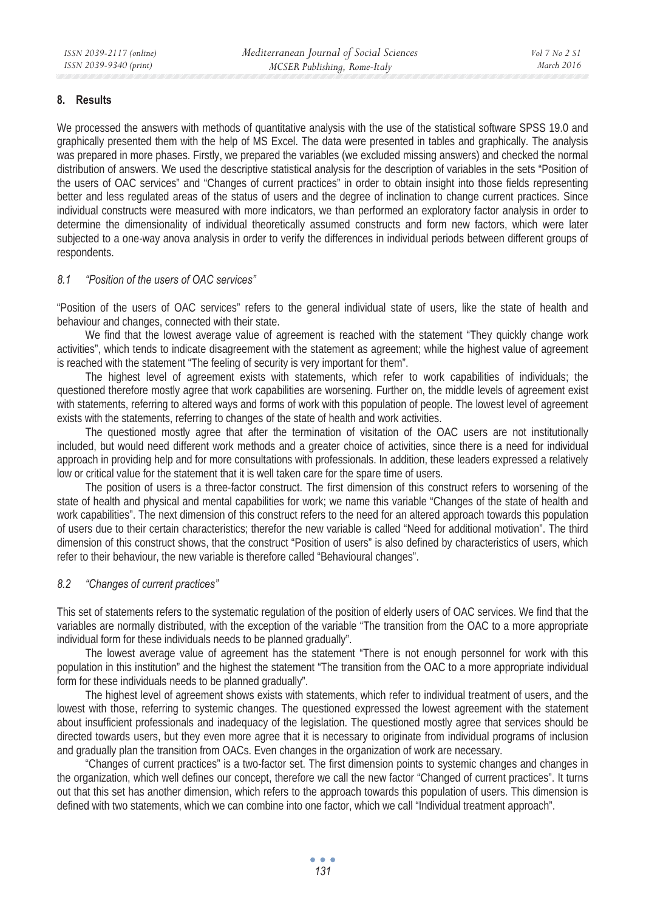## 8. Results

We processed the answers with methods of quantitative analysis with the use of the statistical software SPSS 19.0 and graphically presented them with the help of MS Excel. The data were presented in tables and graphically. The analysis was prepared in more phases. Firstly, we prepared the variables (we excluded missing answers) and checked the normal distribution of answers. We used the descriptive statistical analysis for the description of variables in the sets "Position of the users of OAC services" and "Changes of current practices" in order to obtain insight into those fields representing better and less regulated areas of the status of users and the degree of inclination to change current practices. Since individual constructs were measured with more indicators, we than performed an exploratory factor analysis in order to determine the dimensionality of individual theoretically assumed constructs and form new factors, which were later subjected to a one-way anova analysis in order to verify the differences in individual periods between different groups of respondents.

### *8.1 "Position of the users of OAC services"*

"Position of the users of OAC services" refers to the general individual state of users, like the state of health and behaviour and changes, connected with their state.

We find that the lowest average value of agreement is reached with the statement "They quickly change work activities", which tends to indicate disagreement with the statement as agreement; while the highest value of agreement is reached with the statement "The feeling of security is very important for them".

The highest level of agreement exists with statements, which refer to work capabilities of individuals; the questioned therefore mostly agree that work capabilities are worsening. Further on, the middle levels of agreement exist with statements, referring to altered ways and forms of work with this population of people. The lowest level of agreement exists with the statements, referring to changes of the state of health and work activities.

The questioned mostly agree that after the termination of visitation of the OAC users are not institutionally included, but would need different work methods and a greater choice of activities, since there is a need for individual approach in providing help and for more consultations with professionals. In addition, these leaders expressed a relatively low or critical value for the statement that it is well taken care for the spare time of users.

The position of users is a three-factor construct. The first dimension of this construct refers to worsening of the state of health and physical and mental capabilities for work; we name this variable "Changes of the state of health and work capabilities". The next dimension of this construct refers to the need for an altered approach towards this population of users due to their certain characteristics; therefor the new variable is called "Need for additional motivation". The third dimension of this construct shows, that the construct "Position of users" is also defined by characteristics of users, which refer to their behaviour, the new variable is therefore called "Behavioural changes".

### *8.2 "Changes of current practices"*

This set of statements refers to the systematic regulation of the position of elderly users of OAC services. We find that the variables are normally distributed, with the exception of the variable "The transition from the OAC to a more appropriate individual form for these individuals needs to be planned gradually".

The lowest average value of agreement has the statement "There is not enough personnel for work with this population in this institution" and the highest the statement "The transition from the OAC to a more appropriate individual form for these individuals needs to be planned gradually".

The highest level of agreement shows exists with statements, which refer to individual treatment of users, and the lowest with those, referring to systemic changes. The questioned expressed the lowest agreement with the statement about insufficient professionals and inadequacy of the legislation. The questioned mostly agree that services should be directed towards users, but they even more agree that it is necessary to originate from individual programs of inclusion and gradually plan the transition from OACs. Even changes in the organization of work are necessary.

"Changes of current practices" is a two-factor set. The first dimension points to systemic changes and changes in the organization, which well defines our concept, therefore we call the new factor "Changed of current practices". It turns out that this set has another dimension, which refers to the approach towards this population of users. This dimension is defined with two statements, which we can combine into one factor, which we call "Individual treatment approach".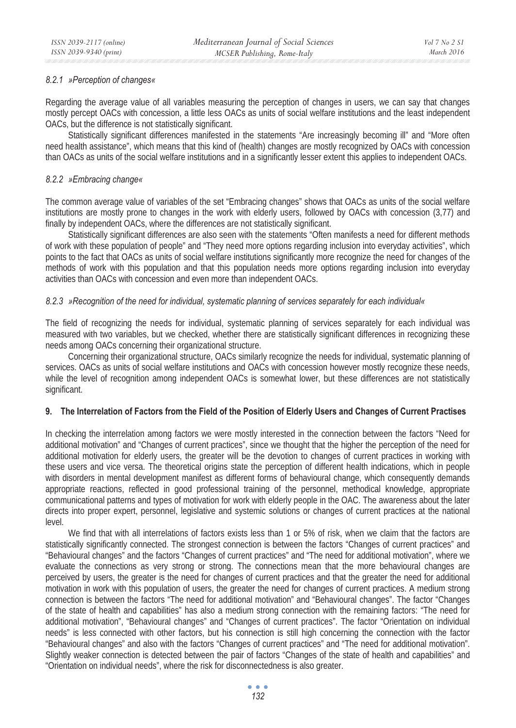#### 8.2.1 »Perception of changes«

Regarding the average value of all variables measuring the perception of changes in users, we can say that changes mostly percept OACs with concession, a little less OACs as units of social welfare institutions and the least independent OACs, but the difference is not statistically significant.

Statistically significant differences manifested in the statements "Are increasingly becoming ill" and "More often need health assistance", which means that this kind of (health) changes are mostly recognized by OACs with concession than OACs as units of the social welfare institutions and in a significantly lesser extent this applies to independent OACs.

#### 8.2.2 »Embracing change«

The common average value of variables of the set "Embracing changes" shows that OACs as units of the social welfare institutions are mostly prone to changes in the work with elderly users, followed by OACs with concession (3,77) and finally by independent OACs, where the differences are not statistically significant.

Statistically significant differences are also seen with the statements "Often manifests a need for different methods of work with these population of people" and "They need more options regarding inclusion into everyday activities", which points to the fact that OACs as units of social welfare institutions significantly more recognize the need for changes of the methods of work with this population and that this population needs more options regarding inclusion into everyday activities than OACs with concession and even more than independent OACs.

#### 8.2.3 »Recognition of the need for individual, systematic planning of services separately for each individual«

The field of recognizing the needs for individual, systematic planning of services separately for each individual was measured with two variables, but we checked, whether there are statistically significant differences in recognizing these needs among OACs concerning their organizational structure.

Concerning their organizational structure, OACs similarly recognize the needs for individual, systematic planning of services. OACs as units of social welfare institutions and OACs with concession however mostly recognize these needs, while the level of recognition among independent OACs is somewhat lower, but these differences are not statistically significant.

## 9. The Interrelation of Factors from the Field of the Position of Elderly Users and Changes of Current Practises

In checking the interrelation among factors we were mostly interested in the connection between the factors "Need for additional motivation" and "Changes of current practices", since we thought that the higher the perception of the need for additional motivation for elderly users, the greater will be the devotion to changes of current practices in working with these users and vice versa. The theoretical origins state the perception of different health indications, which in people with disorders in mental development manifest as different forms of behavioural change, which consequently demands appropriate reactions, reflected in good professional training of the personnel, methodical knowledge, appropriate communicational patterns and types of motivation for work with elderly people in the OAC. The awareness about the later directs into proper expert, personnel, legislative and systemic solutions or changes of current practices at the national level.

We find that with all interrelations of factors exists less than 1 or 5% of risk, when we claim that the factors are statistically significantly connected. The strongest connection is between the factors "Changes of current practices" and "Behavioural changes" and the factors "Changes of current practices" and "The need for additional motivation", where we evaluate the connections as very strong or strong. The connections mean that the more behavioural changes are perceived by users, the greater is the need for changes of current practices and that the greater the need for additional motivation in work with this population of users, the greater the need for changes of current practices. A medium strong connection is between the factors "The need for additional motivation" and "Behavioural changes". The factor "Changes of the state of health and capabilities" has also a medium strong connection with the remaining factors: "The need for additional motivation", "Behavioural changes" and "Changes of current practices". The factor "Orientation on individual needs" is less connected with other factors, but his connection is still high concerning the connection with the factor "Behavioural changes" and also with the factors "Changes of current practices" and "The need for additional motivation". Slightly weaker connection is detected between the pair of factors "Changes of the state of health and capabilities" and "Orientation on individual needs", where the risk for disconnectedness is also greater.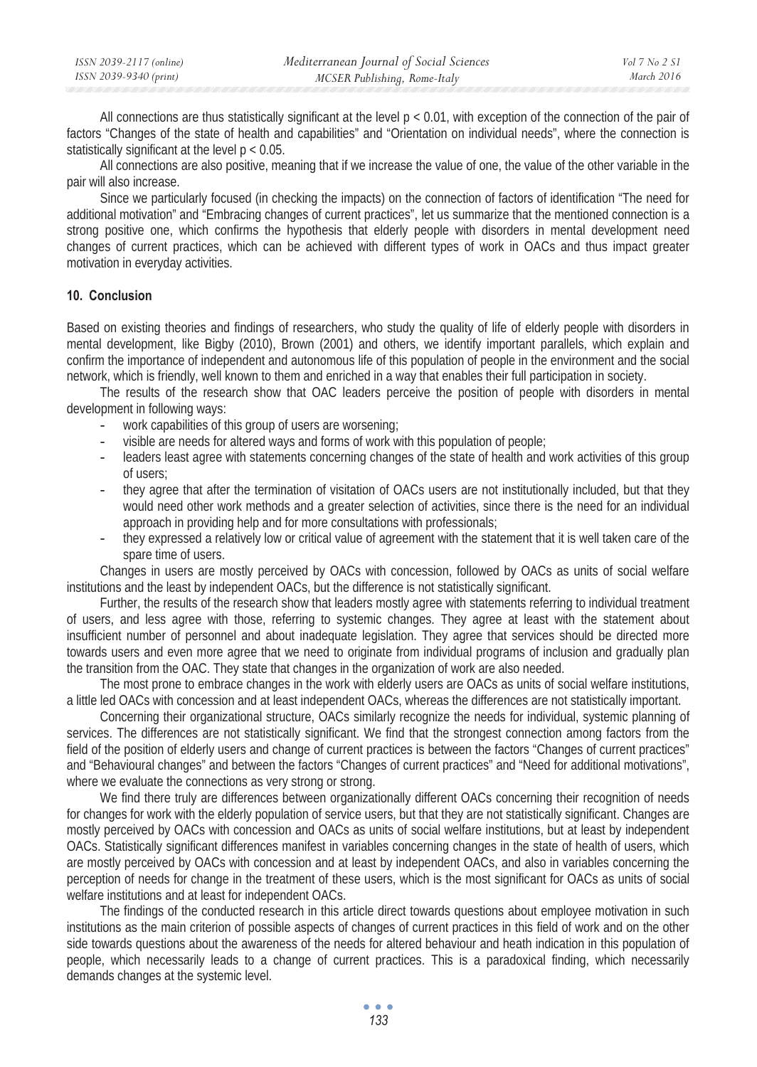All connections are thus statistically significant at the level $p < 0.01$, with exception of the connection of the pair of factors "Changes of the state of health and capabilities" and "Orientation on individual needs", where the connection is statistically significant at the level $p < 0.05$.

All connections are also positive, meaning that if we increase the value of one, the value of the other variable in the pair will also increase.

Since we particularly focused (in checking the impacts) on the connection of factors of identification "The need for additional motivation" and "Embracing changes of current practices", let us summarize that the mentioned connection is a strong positive one, which confirms the hypothesis that elderly people with disorders in mental development need changes of current practices, which can be achieved with different types of work in OACs and thus impact greater motivation in everyday activities.

## 10. Conclusion

Based on existing theories and findings of researchers, who study the quality of life of elderly people with disorders in mental development, like Bigby (2010), Brown (2001) and others, we identify important parallels, which explain and confirm the importance of independent and autonomous life of this population of people in the environment and the social network, which is friendly, well known to them and enriched in a way that enables their full participation in society.

The results of the research show that OAC leaders perceive the position of people with disorders in mental development in following ways:

- work capabilities of this group of users are worsening;
- visible are needs for altered ways and forms of work with this population of people;
- leaders least agree with statements concerning changes of the state of health and work activities of this group of users;
- they agree that after the termination of visitation of OACs users are not institutionally included, but that they would need other work methods and a greater selection of activities, since there is the need for an individual approach in providing help and for more consultations with professionals;
- they expressed a relatively low or critical value of agreement with the statement that it is well taken care of the spare time of users.

Changes in users are mostly perceived by OACs with concession, followed by OACs as units of social welfare institutions and the least by independent OACs, but the difference is not statistically significant.

Further, the results of the research show that leaders mostly agree with statements referring to individual treatment of users, and less agree with those, referring to systemic changes. They agree at least with the statement about insufficient number of personnel and about inadequate legislation. They agree that services should be directed more towards users and even more agree that we need to originate from individual programs of inclusion and gradually plan the transition from the OAC. They state that changes in the organization of work are also needed.

The most prone to embrace changes in the work with elderly users are OACs as units of social welfare institutions, a little led OACs with concession and at least independent OACs, whereas the differences are not statistically important.

Concerning their organizational structure, OACs similarly recognize the needs for individual, systemic planning of services. The differences are not statistically significant. We find that the strongest connection among factors from the field of the position of elderly users and change of current practices is between the factors "Changes of current practices" and "Behavioural changes" and between the factors "Changes of current practices" and "Need for additional motivations", where we evaluate the connections as very strong or strong.

We find there truly are differences between organizationally different OACs concerning their recognition of needs for changes for work with the elderly population of service users, but that they are not statistically significant. Changes are mostly perceived by OACs with concession and OACs as units of social welfare institutions, but at least by independent OACs. Statistically significant differences manifest in variables concerning changes in the state of health of users, which are mostly perceived by OACs with concession and at least by independent OACs, and also in variables concerning the perception of needs for change in the treatment of these users, which is the most significant for OACs as units of social welfare institutions and at least for independent OACs.

The findings of the conducted research in this article direct towards questions about employee motivation in such institutions as the main criterion of possible aspects of changes of current practices in this field of work and on the other side towards questions about the awareness of the needs for altered behaviour and heath indication in this population of people, which necessarily leads to a change of current practices. This is a paradoxical finding, which necessarily demands changes at the systemic level.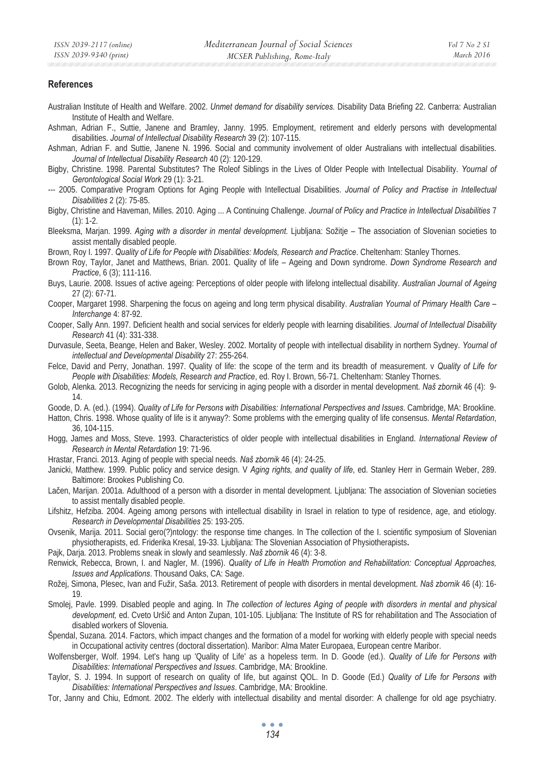## References

Australian Institute of Health and Welfare. 2002. *Unmet demand for disability services.* Disability Data Briefing 22. Canberra: Australian Institute of Health and Welfare.

Ashman, Adrian F., Suttie, Janene and Bramley, Janny. 1995. Employment, retirement and elderly persons with developmental disabilities. *Journal of Intellectual Disability Research* 39 (2): 107-115.

Ashman, Adrian F. and Suttie, Janene N. 1996. Social and community involvement of older Australians with intellectual disabilities. *Journal of Intellectual Disability Research* 40 (2): 120-129.

Bigby, Christine. 1998. Parental Substitutes? The Roleof Siblings in the Lives of Older People with Intellectual Disability. *Yournal of Gerontological Social Work* 29 (1): 3-21.

--- 2005. Comparative Program Options for Aging People with Intellectual Disabilities. *Journal of Policy and Practise in Intellectual Disabilities* 2 (2): 75-85.

Bigby, Christine and Haveman, Milles. 2010. Aging ... A Continuing Challenge. *Journal of Policy and Practice in Intellectual Disabilities* 7 (1): 1-2.

Bleeksma, Marjan. 1999. *Aging with a disorder in mental development.* Ljubljana: Sožitje – The association of Slovenian societies to assist mentally disabled people.

Brown, Roy I. 1997. *Quality of Life for People with Disabilities: Models, Research and Practice*. Cheltenham: Stanley Thornes.

Brown Roy, Taylor, Janet and Matthews, Brian. 2001. Quality of life – Ageing and Down syndrome. *Down Syndrome Research and Practice*, 6 (3); 111-116.

Buys, Laurie. 2008. Issues of active ageing: Perceptions of older people with lifelong intellectual disability. *Australian Journal of Ageing* 27 (2): 67-71.

Cooper, Margaret 1998. Sharpening the focus on ageing and long term physical disability. *Australian Yournal of Primary Health Care – Interchange* 4: 87-92.

Cooper, Sally Ann. 1997. Deficient health and social services for elderly people with learning disabilities. *Journal of Intellectual Disability Research* 41 (4): 331-338.

Durvasule, Seeta, Beange, Helen and Baker, Wesley. 2002. Mortality of people with intellectual disability in northern Sydney. *Yournal of intellectual and Developmental Disability* 27: 255-264.

Felce, David and Perry, Jonathan. 1997. Quality of life: the scope of the term and its breadth of measurement. v *Quality of Life for People with Disabilities: Models, Research and Practice*, ed. Roy I. Brown, 56-71. Cheltenham: Stanley Thornes.

Golob, Alenka. 2013. Recognizing the needs for servicing in aging people with a disorder in mental development. *Naš zbornik* 46 (4): 9-14.

Goode, D. A. (ed.). (1994). *Quality of Life for Persons with Disabilities: International Perspectives and Issues*. Cambridge, MA: Brookline.

Hatton, Chris. 1998. Whose quality of life is it anyway?: Some problems with the emerging quality of life consensus. *Mental Retardation*, 36, 104-115.

Hogg, James and Moss, Steve. 1993. Characteristics of older people with intellectual disabilities in England. *International Review of Research in Mental Retardation* 19: 71-96.

Hrastar, Franci. 2013. Aging of people with special needs. *Naš zbornik* 46 (4): 24-25.

Janicki, Matthew. 1999. Public policy and service design. V *Aging rights, and quality of life*, ed. Stanley Herr in Germain Weber, 289. Baltimore: Brookes Publishing Co.

Lačen, Marijan. 2001a. Adulthood of a person with a disorder in mental development. Ljubljana: The association of Slovenian societies to assist mentally disabled people.

Lifshitz, Hefziba. 2004. Ageing among persons with intellectual disability in Israel in relation to type of residence, age, and etiology. *Research in Developmental Disabilities* 25: 193-205.

Ovsenik, Marija. 2011. Social gero(?)ntology: the response time changes. In The collection of the I. scientific symposium of Slovenian physiotherapists, ed. Friderika Kresal, 19-33. Ljubljana: The Slovenian Association of Physiotherapists**.**

Pajk, Darja. 2013. Problems sneak in slowly and seamlessly. *Naš zbornik* 46 (4): 3-8.

Renwick, Rebecca, Brown, I. and Nagler, M. (1996). *Quality of Life in Health Promotion and Rehabilitation: Conceptual Approaches, Issues and Applications*. Thousand Oaks, CA: Sage.

Rožej, Simona, Plesec, Ivan and Fužir, Saša. 2013. Retirement of people with disorders in mental development. *Naš zbornik* 46 (4): 16-19.

Smolej, Pavle. 1999. Disabled people and aging. In *The collection of lectures Aging of people with disorders in mental and physical development*, ed. Cveto Uršič and Anton Zupan, 101-105. Ljubljana: The Institute of RS for rehabilitation and The Association of disabled workers of Slovenia.

Špendal, Suzana. 2014. Factors, which impact changes and the formation of a model for working with elderly people with special needs in Occupational activity centres (doctoral dissertation). Maribor: Alma Mater Europaea, European centre Maribor.

Wolfensberger, Wolf. 1994. Let's hang up 'Quality of Life' as a hopeless term. In D. Goode (ed.). *Quality of Life for Persons with Disabilities: International Perspectives and Issues*. Cambridge, MA: Brookline.

Taylor, S. J. 1994. In support of research on quality of life, but against QOL. In D. Goode (Ed.) *Quality of Life for Persons with Disabilities: International Perspectives and Issues*. Cambridge, MA: Brookline.

Tor, Janny and Chiu, Edmont. 2002. The elderly with intellectual disability and mental disorder: A challenge for old age psychiatry.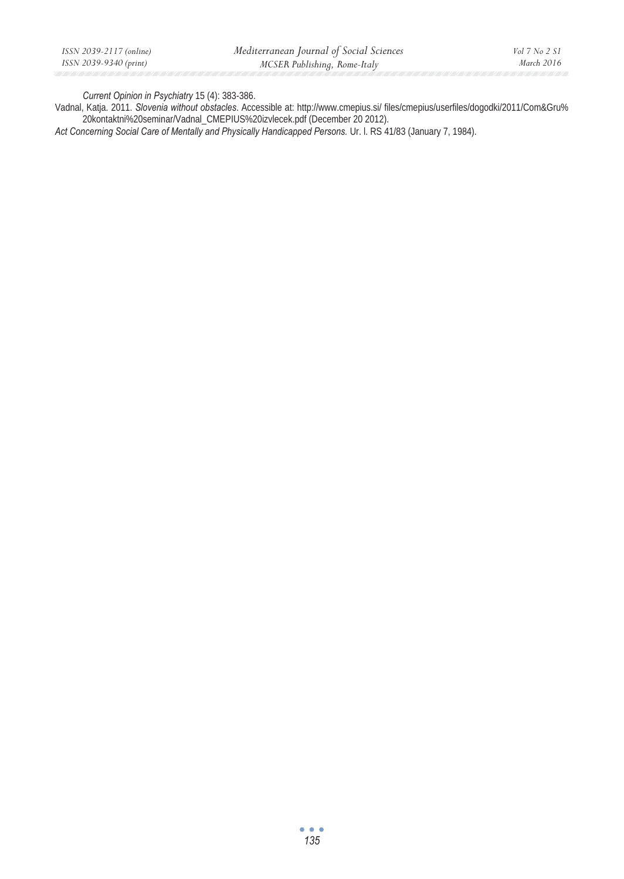*Current Opinion in Psychiatry* 15 (4): 383-386.

Vadnal, Katja. 2011. *Slovenia without obstacles*. Accessible at: http://www.cmepius.si/ files/cmepius/userfiles/dogodki/2011/Com&Gru%20kontaktni%20seminar/Vadnal_CMEPIUS%20izvlecek.pdf (December 20 2012).

*Act Concerning Social Care of Mentally and Physically Handicapped Persons.* Ur. l. RS 41/83 (January 7, 1984).